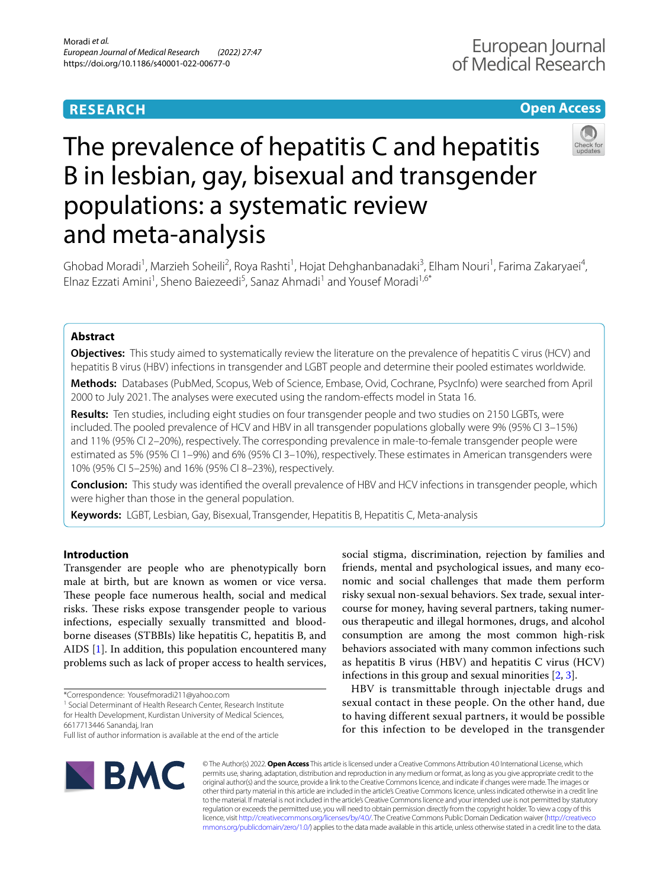RESEARCH

Open Access

# The prevalence of hepatitis C and hepatitis B in lesbian, gay, bisexual and transgender populations: a systematic review and meta-analysis

Ghobad Moradi[1], Marzieh Soheili[2], Roya Rashti[1], Hojat Dehghanbanadaki[3], Elham Nouri[1], Farima Zakaryaei[4], Elnaz Ezzati Amini[1], Sheno Baiezeedi[5], Sanaz Ahmadi[1] and Yousef Moradi[1,6*]

## Abstract

**Objectives:** This study aimed to systematically review the literature on the prevalence of hepatitis C virus (HCV) and hepatitis B virus (HBV) infections in transgender and LGBT people and determine their pooled estimates worldwide.

**Methods:** Databases (PubMed, Scopus, Web of Science, Embase, Ovid, Cochrane, PsycInfo) were searched from April 2000 to July 2021. The analyses were executed using the random-effects model in Stata 16.

**Results:** Ten studies, including eight studies on four transgender people and two studies on 2150 LGBTs, were included. The pooled prevalence of HCV and HBV in all transgender populations globally were 9% (95% CI 3–15%) and 11% (95% CI 2–20%), respectively. The corresponding prevalence in male-to-female transgender people were estimated as 5% (95% CI 1–9%) and 6% (95% CI 3–10%), respectively. These estimates in American transgenders were 10% (95% CI 5–25%) and 16% (95% CI 8–23%), respectively.

**Conclusion:** This study was identified the overall prevalence of HBV and HCV infections in transgender people, which were higher than those in the general population.

**Keywords:** LGBT, Lesbian, Gay, Bisexual, Transgender, Hepatitis B, Hepatitis C, Meta-analysis

## Introduction

Transgender are people who are phenotypically born male at birth, but are known as women or vice versa. These people face numerous health, social and medical risks. These risks expose transgender people to various infections, especially sexually transmitted and blood-borne diseases (STBBIs) like hepatitis C, hepatitis B, and AIDS [1]. In addition, this population encountered many problems such as lack of proper access to health services, social stigma, discrimination, rejection by families and friends, mental and psychological issues, and many economic and social challenges that made them perform risky sexual non-sexual behaviors. Sex trade, sexual intercourse for money, having several partners, taking numerous therapeutic and illegal hormones, drugs, and alcohol consumption are among the most common high-risk behaviors associated with many common infections such as hepatitis B virus (HBV) and hepatitis C virus (HCV) infections in this group and sexual minorities [2, 3].

HBV is transmittable through injectable drugs and sexual contact in these people. On the other hand, due to having different sexual partners, it would be possible for this infection to be developed in the transgender

*Correspondence: Yousefmoradi211@yahoo.com
[1] Social Determinant of Health Research Center, Research Institute for Health Development, Kurdistan University of Medical Sciences, 6617713446 Sanandaj, Iran
Full list of author information is available at the end of the article

© The Author(s) 2022. **Open Access** This article is licensed under a Creative Commons Attribution 4.0 International License, which permits use, sharing, adaptation, distribution and reproduction in any medium or format, as long as you give appropriate credit to the original author(s) and the source, provide a link to the Creative Commons licence, and indicate if changes were made. The images or other third party material in this article are included in the article's Creative Commons licence, unless indicated otherwise in a credit line to the material. If material is not included in the article's Creative Commons licence and your intended use is not permitted by statutory regulation or exceeds the permitted use, you will need to obtain permission directly from the copyright holder. To view a copy of this licence, visit http://creativecommons.org/licenses/by/4.0/. The Creative Commons Public Domain Dedication waiver (http://creativecommons.org/publicdomain/zero/1.0/) applies to the data made available in this article, unless otherwise stated in a credit line to the data.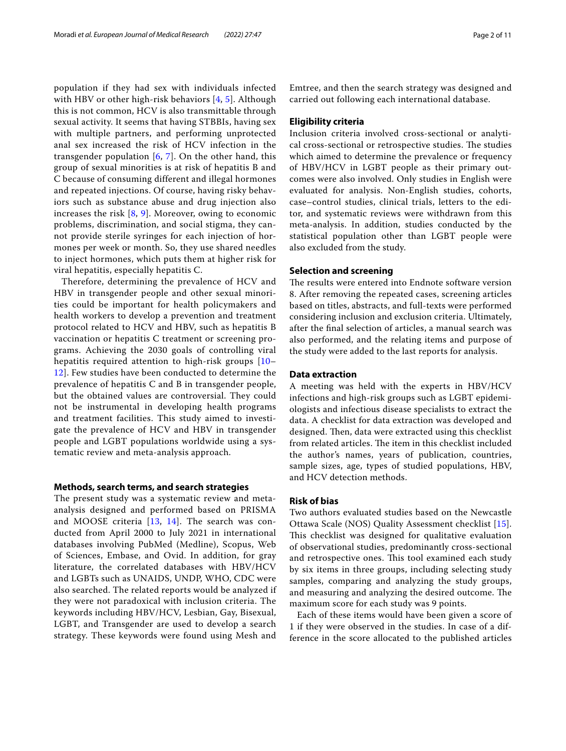population if they had sex with individuals infected with HBV or other high-risk behaviors [4, 5]. Although this is not common, HCV is also transmittable through sexual activity. It seems that having STBBIs, having sex with multiple partners, and performing unprotected anal sex increased the risk of HCV infection in the transgender population [6, 7]. On the other hand, this group of sexual minorities is at risk of hepatitis B and C because of consuming different and illegal hormones and repeated injections. Of course, having risky behaviors such as substance abuse and drug injection also increases the risk [8, 9]. Moreover, owing to economic problems, discrimination, and social stigma, they cannot provide sterile syringes for each injection of hormones per week or month. So, they use shared needles to inject hormones, which puts them at higher risk for viral hepatitis, especially hepatitis C.

Therefore, determining the prevalence of HCV and HBV in transgender people and other sexual minorities could be important for health policymakers and health workers to develop a prevention and treatment protocol related to HCV and HBV, such as hepatitis B vaccination or hepatitis C treatment or screening programs. Achieving the 2030 goals of controlling viral hepatitis required attention to high-risk groups [10–12]. Few studies have been conducted to determine the prevalence of hepatitis C and B in transgender people, but the obtained values are controversial. They could not be instrumental in developing health programs and treatment facilities. This study aimed to investigate the prevalence of HCV and HBV in transgender people and LGBT populations worldwide using a systematic review and meta-analysis approach.

## Methods, search terms, and search strategies

The present study was a systematic review and meta-analysis designed and performed based on PRISMA and MOOSE criteria [13, 14]. The search was conducted from April 2000 to July 2021 in international databases involving PubMed (Medline), Scopus, Web of Sciences, Embase, and Ovid. In addition, for gray literature, the correlated databases with HBV/HCV and LGBTs such as UNAIDS, UNDP, WHO, CDC were also searched. The related reports would be analyzed if they were not paradoxical with inclusion criteria. The keywords including HBV/HCV, Lesbian, Gay, Bisexual, LGBT, and Transgender are used to develop a search strategy. These keywords were found using Mesh and Emtree, and then the search strategy was designed and carried out following each international database.

### Eligibility criteria

Inclusion criteria involved cross-sectional or analytical cross-sectional or retrospective studies. The studies which aimed to determine the prevalence or frequency of HBV/HCV in LGBT people as their primary outcomes were also involved. Only studies in English were evaluated for analysis. Non-English studies, cohorts, case–control studies, clinical trials, letters to the editor, and systematic reviews were withdrawn from this meta-analysis. In addition, studies conducted by the statistical population other than LGBT people were also excluded from the study.

### Selection and screening

The results were entered into Endnote software version 8. After removing the repeated cases, screening articles based on titles, abstracts, and full-texts were performed considering inclusion and exclusion criteria. Ultimately, after the final selection of articles, a manual search was also performed, and the relating items and purpose of the study were added to the last reports for analysis.

### Data extraction

A meeting was held with the experts in HBV/HCV infections and high-risk groups such as LGBT epidemiologists and infectious disease specialists to extract the data. A checklist for data extraction was developed and designed. Then, data were extracted using this checklist from related articles. The item in this checklist included the author's names, years of publication, countries, sample sizes, age, types of studied populations, HBV, and HCV detection methods.

### Risk of bias

Two authors evaluated studies based on the Newcastle Ottawa Scale (NOS) Quality Assessment checklist [15]. This checklist was designed for qualitative evaluation of observational studies, predominantly cross-sectional and retrospective ones. This tool examined each study by six items in three groups, including selecting study samples, comparing and analyzing the study groups, and measuring and analyzing the desired outcome. The maximum score for each study was 9 points.

Each of these items would have been given a score of 1 if they were observed in the studies. In case of a difference in the score allocated to the published articles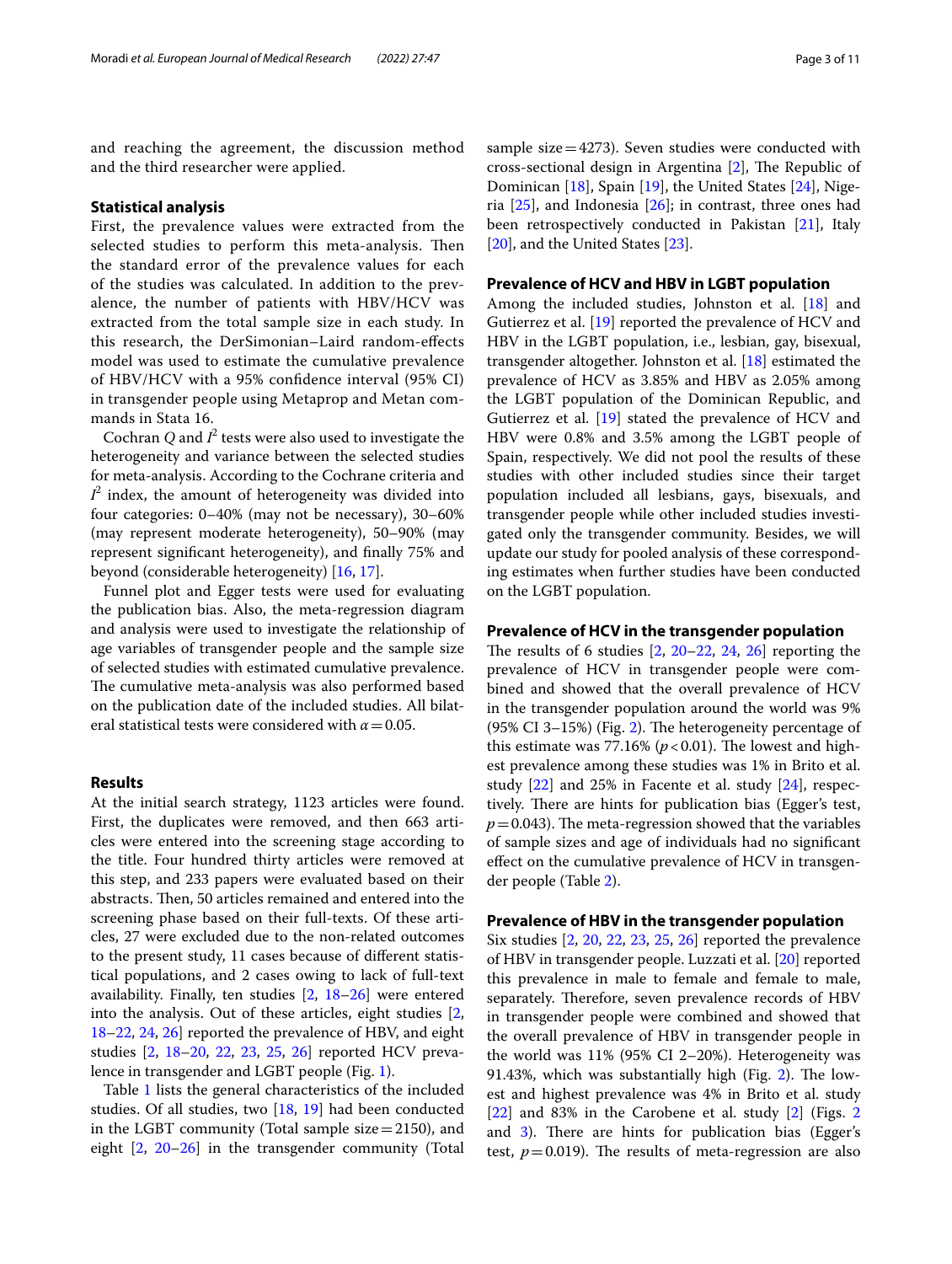and reaching the agreement, the discussion method and the third researcher were applied.

## Statistical analysis

First, the prevalence values were extracted from the selected studies to perform this meta-analysis. Then the standard error of the prevalence values for each of the studies was calculated. In addition to the prevalence, the number of patients with HBV/HCV was extracted from the total sample size in each study. In this research, the DerSimonian–Laird random-effects model was used to estimate the cumulative prevalence of HBV/HCV with a 95% confidence interval (95% CI) in transgender people using Metaprop and Metan commands in Stata 16.

Cochran $Q$ and $I^2$ tests were also used to investigate the heterogeneity and variance between the selected studies for meta-analysis. According to the Cochrane criteria and $I^2$ index, the amount of heterogeneity was divided into four categories: 0–40% (may not be necessary), 30–60% (may represent moderate heterogeneity), 50–90% (may represent significant heterogeneity), and finally 75% and beyond (considerable heterogeneity) [16, 17].

Funnel plot and Egger tests were used for evaluating the publication bias. Also, the meta-regression diagram and analysis were used to investigate the relationship of age variables of transgender people and the sample size of selected studies with estimated cumulative prevalence. The cumulative meta-analysis was also performed based on the publication date of the included studies. All bilateral statistical tests were considered with $\alpha = 0.05$.

## Results

At the initial search strategy, 1123 articles were found. First, the duplicates were removed, and then 663 articles were entered into the screening stage according to the title. Four hundred thirty articles were removed at this step, and 233 papers were evaluated based on their abstracts. Then, 50 articles remained and entered into the screening phase based on their full-texts. Of these articles, 27 were excluded due to the non-related outcomes to the present study, 11 cases because of different statistical populations, and 2 cases owing to lack of full-text availability. Finally, ten studies [2, 18–26] were entered into the analysis. Out of these articles, eight studies [2, 18–22, 24, 26] reported the prevalence of HBV, and eight studies [2, 18–20, 22, 23, 25, 26] reported HCV prevalence in transgender and LGBT people (Fig. 1).

Table 1 lists the general characteristics of the included studies. Of all studies, two [18, 19] had been conducted in the LGBT community (Total sample size = 2150), and eight [2, 20–26] in the transgender community (Total sample size = 4273). Seven studies were conducted with cross-sectional design in Argentina [2], The Republic of Dominican [18], Spain [19], the United States [24], Nigeria [25], and Indonesia [26]; in contrast, three ones had been retrospectively conducted in Pakistan [21], Italy [20], and the United States [23].

### Prevalence of HCV and HBV in LGBT population

Among the included studies, Johnston et al. [18] and Gutierrez et al. [19] reported the prevalence of HCV and HBV in the LGBT population, i.e., lesbian, gay, bisexual, transgender altogether. Johnston et al. [18] estimated the prevalence of HCV as 3.85% and HBV as 2.05% among the LGBT population of the Dominican Republic, and Gutierrez et al. [19] stated the prevalence of HCV and HBV were 0.8% and 3.5% among the LGBT people of Spain, respectively. We did not pool the results of these studies with other included studies since their target population included all lesbians, gays, bisexuals, and transgender people while other included studies investigated only the transgender community. Besides, we will update our study for pooled analysis of these corresponding estimates when further studies have been conducted on the LGBT population.

### Prevalence of HCV in the transgender population

The results of 6 studies [2, 20–22, 24, 26] reporting the prevalence of HCV in transgender people were combined and showed that the overall prevalence of HCV in the transgender population around the world was 9% (95% CI 3–15%) (Fig. 2). The heterogeneity percentage of this estimate was 77.16% ($p < 0.01$). The lowest and highest prevalence among these studies was 1% in Brito et al. study [22] and 25% in Facente et al. study [24], respectively. There are hints for publication bias (Egger's test, $p = 0.043$). The meta-regression showed that the variables of sample sizes and age of individuals had no significant effect on the cumulative prevalence of HCV in transgender people (Table 2).

### Prevalence of HBV in the transgender population

Six studies [2, 20, 22, 23, 25, 26] reported the prevalence of HBV in transgender people. Luzzati et al. [20] reported this prevalence in male to female and female to male, separately. Therefore, seven prevalence records of HBV in transgender people were combined and showed that the overall prevalence of HBV in transgender people in the world was 11% (95% CI 2–20%). Heterogeneity was 91.43%, which was substantially high (Fig. 2). The lowest and highest prevalence was 4% in Brito et al. study [22] and 83% in the Carobene et al. study [2] (Figs. 2 and 3). There are hints for publication bias (Egger's test, $p = 0.019$). The results of meta-regression are also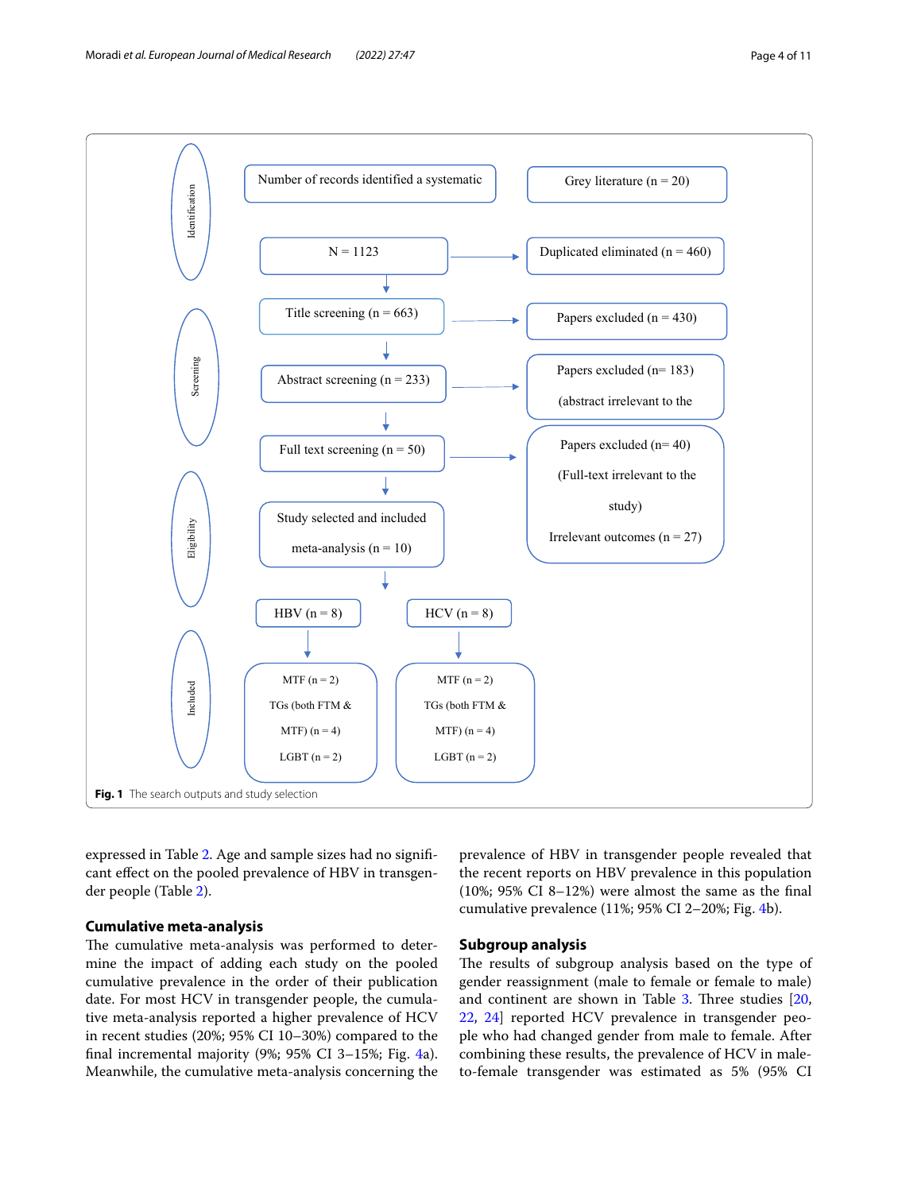Identification

Number of records identified a systematic

Grey literature (n = 20)

N = 1123

Duplicated eliminated (n = 460)

Screening

Title screening (n = 663)

Papers excluded (n = 430)

Abstract screening (n = 233)

Papers excluded (n= 183)

(abstract irrelevant to the

Full text screening (n = 50)

Papers excluded (n= 40)

(Full-text irrelevant to the

study)

Irrelevant outcomes (n = 27)

Eligibility

Study selected and included

meta-analysis (n = 10)

Included

HBV (n = 8)

HCV (n = 8)

MTF (n = 2)

TGs (both FTM &

MTF) (n = 4)

LGBT (n = 2)

MTF (n = 2)

TGs (both FTM &

MTF) (n = 4)

LGBT (n = 2)

**Fig. 1** The search outputs and study selection

expressed in Table 2. Age and sample sizes had no significant effect on the pooled prevalence of HBV in transgender people (Table 2).

### Cumulative meta-analysis

The cumulative meta-analysis was performed to determine the impact of adding each study on the pooled cumulative prevalence in the order of their publication date. For most HCV in transgender people, the cumulative meta-analysis reported a higher prevalence of HCV in recent studies (20%; 95% CI 10–30%) compared to the final incremental majority (9%; 95% CI 3–15%; Fig. 4a). Meanwhile, the cumulative meta-analysis concerning the prevalence of HBV in transgender people revealed that the recent reports on HBV prevalence in this population (10%; 95% CI 8–12%) were almost the same as the final cumulative prevalence (11%; 95% CI 2–20%; Fig. 4b).

### Subgroup analysis

The results of subgroup analysis based on the type of gender reassignment (male to female or female to male) and continent are shown in Table 3. Three studies [20, 22, 24] reported HCV prevalence in transgender people who had changed gender from male to female. After combining these results, the prevalence of HCV in male-to-female transgender was estimated as 5% (95% CI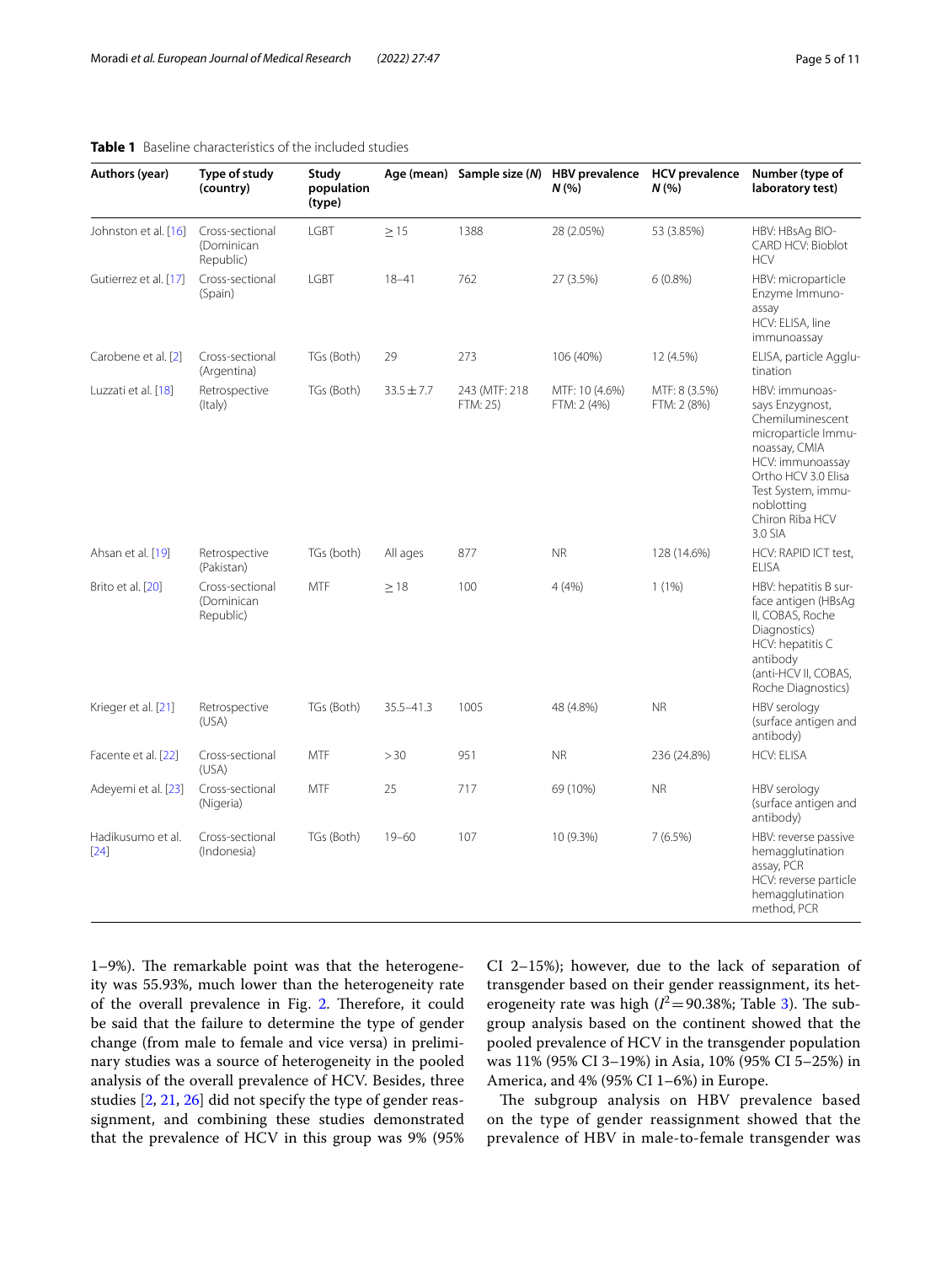**Table 1** Baseline characteristics of the included studies

| Authors (year) | Type of study (country) | Study population (type) | Age (mean) | Sample size (*N*) | HBV prevalence *N* (%) | HCV prevalence *N* (%) | Number (type of laboratory test) |
|---|---|---|---|---|---|---|---|
| Johnston et al. [16] | Cross-sectional (Dominican Republic) | LGBT | ≥ 15 | 1388 | 28 (2.05%) | 53 (3.85%) | HBV: HBsAg BIO-CARD HCV: Bioblot HCV |
| Gutierrez et al. [17] | Cross-sectional (Spain) | LGBT | 18–41 | 762 | 27 (3.5%) | 6 (0.8%) | HBV: microparticle Enzyme Immuno-assay HCV: ELISA, line immunoassay |
| Carobene et al. [2] | Cross-sectional (Argentina) | TGs (Both) | 29 | 273 | 106 (40%) | 12 (4.5%) | ELISA, particle Agglutination |
| Luzzati et al. [18] | Retrospective (Italy) | TGs (Both) | 33.5 ± 7.7 | 243 (MTF: 218 FTM: 25) | MTF: 10 (4.6%) FTM: 2 (4%) | MTF: 8 (3.5%) FTM: 2 (8%) | HBV: immunoassays Enzygnost, Chemiluminescent microparticle Immunoassay, CMIA HCV: immunoassay Ortho HCV 3.0 Elisa Test System, immunoblotting Chiron Riba HCV 3.0 SIA |
| Ahsan et al. [19] | Retrospective (Pakistan) | TGs (both) | All ages | 877 | NR | 128 (14.6%) | HCV: RAPID ICT test, ELISA |
| Brito et al. [20] | Cross-sectional (Dominican Republic) | MTF | ≥ 18 | 100 | 4 (4%) | 1 (1%) | HBV: hepatitis B surface antigen (HBsAg II, COBAS, Roche Diagnostics) HCV: hepatitis C antibody (anti-HCV II, COBAS, Roche Diagnostics) |
| Krieger et al. [21] | Retrospective (USA) | TGs (Both) | 35.5–41.3 | 1005 | 48 (4.8%) | NR | HBV serology (surface antigen and antibody) |
| Facente et al. [22] | Cross-sectional (USA) | MTF | > 30 | 951 | NR | 236 (24.8%) | HCV: ELISA |
| Adeyemi et al. [23] | Cross-sectional (Nigeria) | MTF | 25 | 717 | 69 (10%) | NR | HBV serology (surface antigen and antibody) |
| Hadikusumo et al. [24] | Cross-sectional (Indonesia) | TGs (Both) | 19–60 | 107 | 10 (9.3%) | 7 (6.5%) | HBV: reverse passive hemagglutination assay, PCR HCV: reverse particle hemagglutination method, PCR |

1–9%). The remarkable point was that the heterogeneity was 55.93%, much lower than the heterogeneity rate of the overall prevalence in Fig. 2. Therefore, it could be said that the failure to determine the type of gender change (from male to female and vice versa) in preliminary studies was a source of heterogeneity in the pooled analysis of the overall prevalence of HCV. Besides, three studies [2, 21, 26] did not specify the type of gender reassignment, and combining these studies demonstrated that the prevalence of HCV in this group was 9% (95% CI 2–15%); however, due to the lack of separation of transgender based on their gender reassignment, its heterogeneity rate was high ($I^2$ = 90.38%; Table 3). The subgroup analysis based on the continent showed that the pooled prevalence of HCV in the transgender population was 11% (95% CI 3–19%) in Asia, 10% (95% CI 5–25%) in America, and 4% (95% CI 1–6%) in Europe.

The subgroup analysis on HBV prevalence based on the type of gender reassignment showed that the prevalence of HBV in male-to-female transgender was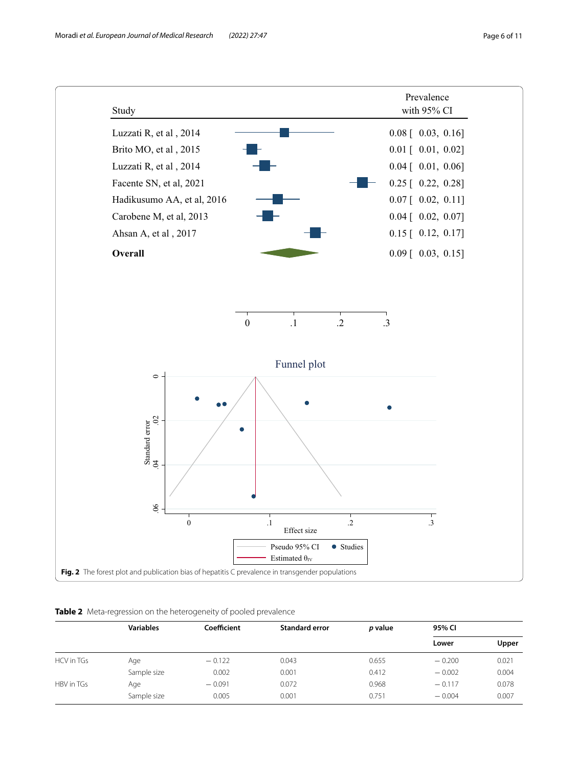Study

Prevalence with 95% CI

Luzzati R, et al , 2014 0.08 [ 0.03, 0.16]

Brito MO, et al , 2015 0.01 [ 0.01, 0.02]

Luzzati R, et al , 2014 0.04 [ 0.01, 0.06]

Facente SN, et al, 2021 0.25 [ 0.22, 0.28]

Hadikusumo AA, et al, 2016 0.07 [ 0.02, 0.11]

Carobene M, et al, 2013 0.04 [ 0.02, 0.07]

Ahsan A, et al , 2017 0.15 [ 0.12, 0.17]

**Overall** 0.09 [ 0.03, 0.15]

0 .1 .2 .3

Funnel plot

Standard error

0 .02 .04 .06

0 .1 .2 .3

Effect size

Pseudo 95% CI

Studies

Estimated $\theta_{IV}$

**Fig. 2** The forest plot and publication bias of hepatitis C prevalence in transgender populations

**Table 2** Meta-regression on the heterogeneity of pooled prevalence

| | Variables | Coefficient | Standard error | *p* value | 95% CI | |
|---|---|---|---|---|---|---|
| | | | | | Lower | Upper |
| HCV in TGs | Age | − 0.122 | 0.043 | 0.655 | − 0.200 | 0.021 |
| | Sample size | 0.002 | 0.001 | 0.412 | − 0.002 | 0.004 |
| HBV in TGs | Age | − 0.091 | 0.072 | 0.968 | − 0.117 | 0.078 |
| | Sample size | 0.005 | 0.001 | 0.751 | − 0.004 | 0.007 |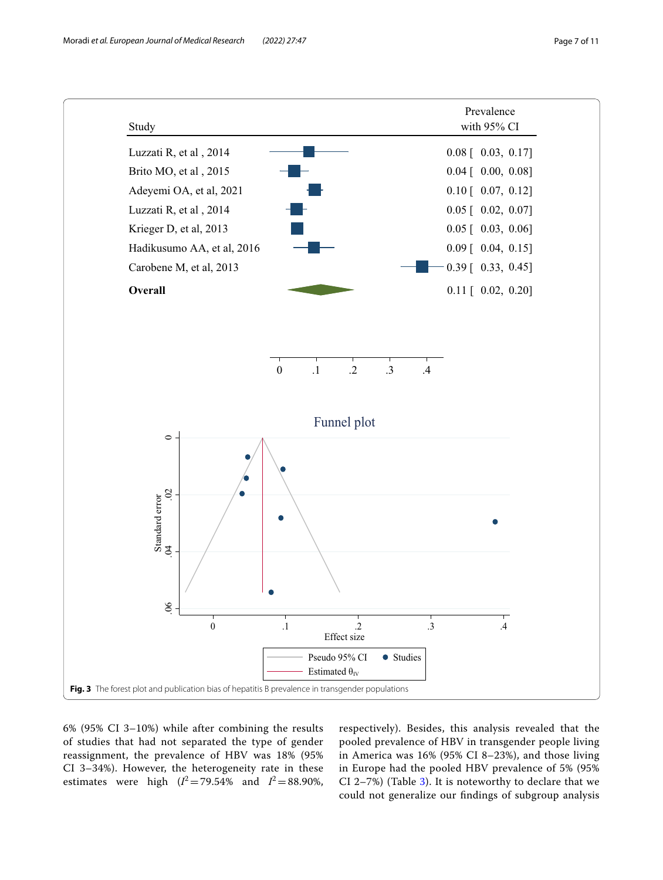Study

Prevalence with 95% CI

Luzzati R, et al , 2014 0.08 [ 0.03, 0.17]

Brito MO, et al , 2015 0.04 [ 0.00, 0.08]

Adeyemi OA, et al, 2021 0.10 [ 0.07, 0.12]

Luzzati R, et al , 2014 0.05 [ 0.02, 0.07]

Krieger D, et al, 2013 0.05 [ 0.03, 0.06]

Hadikusumo AA, et al, 2016 0.09 [ 0.04, 0.15]

Carobene M, et al, 2013 0.39 [ 0.33, 0.45]

**Overall** 0.11 [ 0.02, 0.20]

0 .1 .2 .3 .4

Funnel plot

Standard error

0 .02 .04 .06

0 .1 .2 .3 .4

Effect size

Pseudo 95% CI

Studies

Estimated $\theta_{IV}$

**Fig. 3** The forest plot and publication bias of hepatitis B prevalence in transgender populations

6% (95% CI 3–10%) while after combining the results of studies that had not separated the type of gender reassignment, the prevalence of HBV was 18% (95% CI 3–34%). However, the heterogeneity rate in these estimates were high ($I^2 = 79.54\%$ and $I^2 = 88.90\%$, respectively). Besides, this analysis revealed that the pooled prevalence of HBV in transgender people living in America was 16% (95% CI 8–23%), and those living in Europe had the pooled HBV prevalence of 5% (95% CI 2–7%) (Table 3). It is noteworthy to declare that we could not generalize our findings of subgroup analysis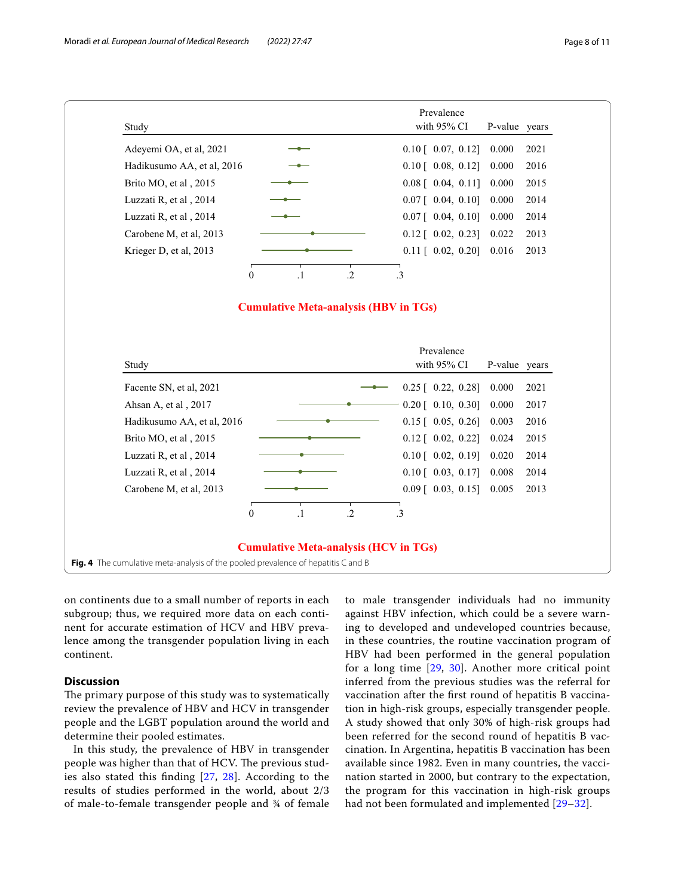| Study | Prevalence with 95% CI | P-value | years |
|---|---|---|---|
| Adeyemi OA, et al, 2021 | 0.10 [ 0.07, 0.12] | 0.000 | 2021 |
| Hadikusumo AA, et al, 2016 | 0.10 [ 0.08, 0.12] | 0.000 | 2016 |
| Brito MO, et al , 2015 | 0.08 [ 0.04, 0.11] | 0.000 | 2015 |
| Luzzati R, et al , 2014 | 0.07 [ 0.04, 0.10] | 0.000 | 2014 |
| Luzzati R, et al , 2014 | 0.07 [ 0.04, 0.10] | 0.000 | 2014 |
| Carobene M, et al, 2013 | 0.12 [ 0.02, 0.23] | 0.022 | 2013 |
| Krieger D, et al, 2013 | 0.11 [ 0.02, 0.20] | 0.016 | 2013 |

**Cumulative Meta-analysis (HBV in TGs)**

| Study | Prevalence with 95% CI | P-value | years |
|---|---|---|---|
| Facente SN, et al, 2021 | 0.25 [ 0.22, 0.28] | 0.000 | 2021 |
| Ahsan A, et al , 2017 | 0.20 [ 0.10, 0.30] | 0.000 | 2017 |
| Hadikusumo AA, et al, 2016 | 0.15 [ 0.05, 0.26] | 0.003 | 2016 |
| Brito MO, et al , 2015 | 0.12 [ 0.02, 0.22] | 0.024 | 2015 |
| Luzzati R, et al , 2014 | 0.10 [ 0.02, 0.19] | 0.020 | 2014 |
| Luzzati R, et al , 2014 | 0.10 [ 0.03, 0.17] | 0.008 | 2014 |
| Carobene M, et al, 2013 | 0.09 [ 0.03, 0.15] | 0.005 | 2013 |

**Cumulative Meta-analysis (HCV in TGs)**

**Fig. 4** The cumulative meta-analysis of the pooled prevalence of hepatitis C and B

on continents due to a small number of reports in each subgroup; thus, we required more data on each continent for accurate estimation of HCV and HBV prevalence among the transgender population living in each continent.

## Discussion

The primary purpose of this study was to systematically review the prevalence of HBV and HCV in transgender people and the LGBT population around the world and determine their pooled estimates.

In this study, the prevalence of HBV in transgender people was higher than that of HCV. The previous studies also stated this finding [27, 28]. According to the results of studies performed in the world, about 2/3 of male-to-female transgender people and ¾ of female to male transgender individuals had no immunity against HBV infection, which could be a severe warning to developed and undeveloped countries because, in these countries, the routine vaccination program of HBV had been performed in the general population for a long time [29, 30]. Another more critical point inferred from the previous studies was the referral for vaccination after the first round of hepatitis B vaccination in high-risk groups, especially transgender people. A study showed that only 30% of high-risk groups had been referred for the second round of hepatitis B vaccination. In Argentina, hepatitis B vaccination has been available since 1982. Even in many countries, the vaccination started in 2000, but contrary to the expectation, the program for this vaccination in high-risk groups had not been formulated and implemented [29–32].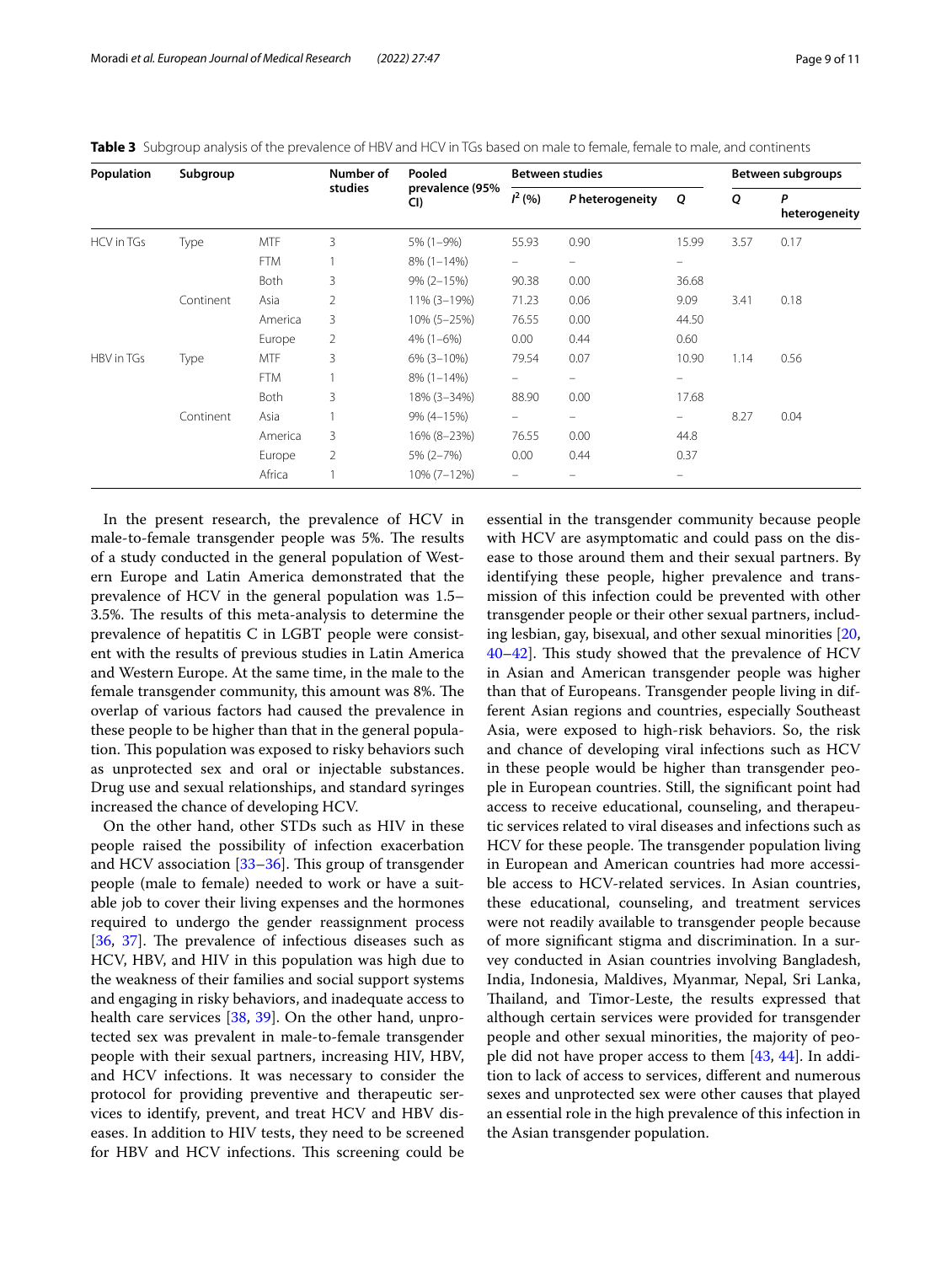**Table 3** Subgroup analysis of the prevalence of HBV and HCV in TGs based on male to female, female to male, and continents

| Population | Subgroup | | Number of studies | Pooled prevalence (95% CI) | Between studies | | | Between subgroups | |
|---|---|---|---|---|---|---|---|---|---|
| | | | | | $I^2$ (%) | *P* heterogeneity | *Q* | *Q* | *P* heterogeneity |
| HCV in TGs | Type | MTF | 3 | 5% (1–9%) | 55.93 | 0.90 | 15.99 | 3.57 | 0.17 |
| | | FTM | 1 | 8% (1–14%) | – | – | – | | |
| | | Both | 3 | 9% (2–15%) | 90.38 | 0.00 | 36.68 | | |
| | Continent | Asia | 2 | 11% (3–19%) | 71.23 | 0.06 | 9.09 | 3.41 | 0.18 |
| | | America | 3 | 10% (5–25%) | 76.55 | 0.00 | 44.50 | | |
| | | Europe | 2 | 4% (1–6%) | 0.00 | 0.44 | 0.60 | | |
| HBV in TGs | Type | MTF | 3 | 6% (3–10%) | 79.54 | 0.07 | 10.90 | 1.14 | 0.56 |
| | | FTM | 1 | 8% (1–14%) | – | – | – | | |
| | | Both | 3 | 18% (3–34%) | 88.90 | 0.00 | 17.68 | | |
| | Continent | Asia | 1 | 9% (4–15%) | – | – | – | 8.27 | 0.04 |
| | | America | 3 | 16% (8–23%) | 76.55 | 0.00 | 44.8 | | |
| | | Europe | 2 | 5% (2–7%) | 0.00 | 0.44 | 0.37 | | |
| | | Africa | 1 | 10% (7–12%) | – | – | – | | |

In the present research, the prevalence of HCV in male-to-female transgender people was 5%. The results of a study conducted in the general population of Western Europe and Latin America demonstrated that the prevalence of HCV in the general population was 1.5–3.5%. The results of this meta-analysis to determine the prevalence of hepatitis C in LGBT people were consistent with the results of previous studies in Latin America and Western Europe. At the same time, in the male to the female transgender community, this amount was 8%. The overlap of various factors had caused the prevalence in these people to be higher than that in the general population. This population was exposed to risky behaviors such as unprotected sex and oral or injectable substances. Drug use and sexual relationships, and standard syringes increased the chance of developing HCV.

On the other hand, other STDs such as HIV in these people raised the possibility of infection exacerbation and HCV association [33–36]. This group of transgender people (male to female) needed to work or have a suitable job to cover their living expenses and the hormones required to undergo the gender reassignment process [36, 37]. The prevalence of infectious diseases such as HCV, HBV, and HIV in this population was high due to the weakness of their families and social support systems and engaging in risky behaviors, and inadequate access to health care services [38, 39]. On the other hand, unprotected sex was prevalent in male-to-female transgender people with their sexual partners, increasing HIV, HBV, and HCV infections. It was necessary to consider the protocol for providing preventive and therapeutic services to identify, prevent, and treat HCV and HBV diseases. In addition to HIV tests, they need to be screened for HBV and HCV infections. This screening could be essential in the transgender community because people with HCV are asymptomatic and could pass on the disease to those around them and their sexual partners. By identifying these people, higher prevalence and transmission of this infection could be prevented with other transgender people or their other sexual partners, including lesbian, gay, bisexual, and other sexual minorities [20, 40–42]. This study showed that the prevalence of HCV in Asian and American transgender people was higher than that of Europeans. Transgender people living in different Asian regions and countries, especially Southeast Asia, were exposed to high-risk behaviors. So, the risk and chance of developing viral infections such as HCV in these people would be higher than transgender people in European countries. Still, the significant point had access to receive educational, counseling, and therapeutic services related to viral diseases and infections such as HCV for these people. The transgender population living in European and American countries had more accessible access to HCV-related services. In Asian countries, these educational, counseling, and treatment services were not readily available to transgender people because of more significant stigma and discrimination. In a survey conducted in Asian countries involving Bangladesh, India, Indonesia, Maldives, Myanmar, Nepal, Sri Lanka, Thailand, and Timor-Leste, the results expressed that although certain services were provided for transgender people and other sexual minorities, the majority of people did not have proper access to them [43, 44]. In addition to lack of access to services, different and numerous sexes and unprotected sex were other causes that played an essential role in the high prevalence of this infection in the Asian transgender population.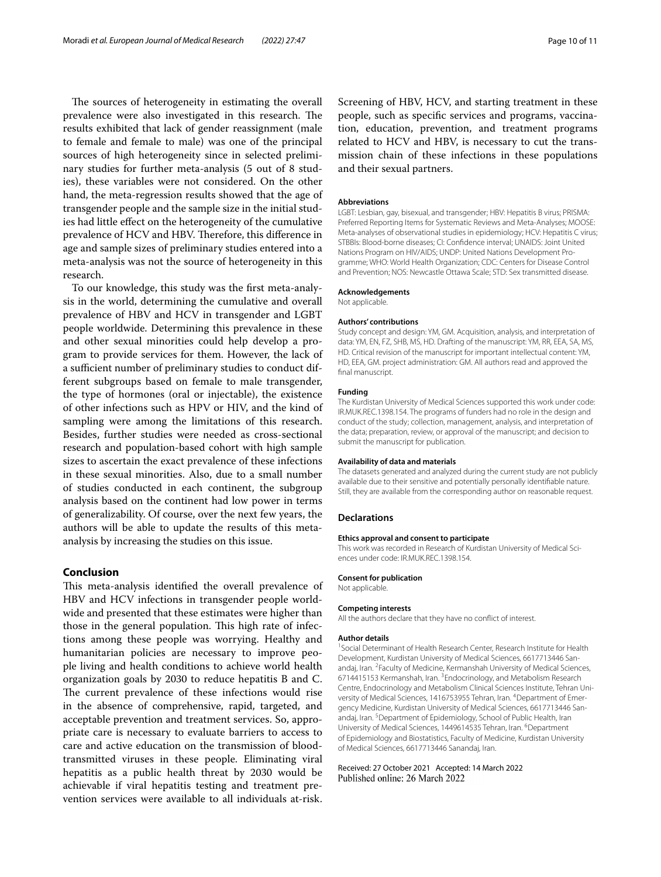The sources of heterogeneity in estimating the overall prevalence were also investigated in this research. The results exhibited that lack of gender reassignment (male to female and female to male) was one of the principal sources of high heterogeneity since in selected preliminary studies for further meta-analysis (5 out of 8 studies), these variables were not considered. On the other hand, the meta-regression results showed that the age of transgender people and the sample size in the initial studies had little effect on the heterogeneity of the cumulative prevalence of HCV and HBV. Therefore, this difference in age and sample sizes of preliminary studies entered into a meta-analysis was not the source of heterogeneity in this research.

To our knowledge, this study was the first meta-analysis in the world, determining the cumulative and overall prevalence of HBV and HCV in transgender and LGBT people worldwide. Determining this prevalence in these and other sexual minorities could help develop a program to provide services for them. However, the lack of a sufficient number of preliminary studies to conduct different subgroups based on female to male transgender, the type of hormones (oral or injectable), the existence of other infections such as HPV or HIV, and the kind of sampling were among the limitations of this research. Besides, further studies were needed as cross-sectional research and population-based cohort with high sample sizes to ascertain the exact prevalence of these infections in these sexual minorities. Also, due to a small number of studies conducted in each continent, the subgroup analysis based on the continent had low power in terms of generalizability. Of course, over the next few years, the authors will be able to update the results of this meta-analysis by increasing the studies on this issue.

## Conclusion

This meta-analysis identified the overall prevalence of HBV and HCV infections in transgender people worldwide and presented that these estimates were higher than those in the general population. This high rate of infections among these people was worrying. Healthy and humanitarian policies are necessary to improve people living and health conditions to achieve world health organization goals by 2030 to reduce hepatitis B and C. The current prevalence of these infections would rise in the absence of comprehensive, rapid, targeted, and acceptable prevention and treatment services. So, appropriate care is necessary to evaluate barriers to access to care and active education on the transmission of blood-transmitted viruses in these people. Eliminating viral hepatitis as a public health threat by 2030 would be achievable if viral hepatitis testing and treatment prevention services were available to all individuals at-risk. Screening of HBV, HCV, and starting treatment in these people, such as specific services and programs, vaccination, education, prevention, and treatment programs related to HCV and HBV, is necessary to cut the transmission chain of these infections in these populations and their sexual partners.

#### Abbreviations

LGBT: Lesbian, gay, bisexual, and transgender; HBV: Hepatitis B virus; PRISMA: Preferred Reporting Items for Systematic Reviews and Meta-Analyses; MOOSE: Meta-analyses of observational studies in epidemiology; HCV: Hepatitis C virus; STBBIs: Blood-borne diseases; CI: Confidence interval; UNAIDS: Joint United Nations Program on HIV/AIDS; UNDP: United Nations Development Programme; WHO: World Health Organization; CDC: Centers for Disease Control and Prevention; NOS: Newcastle Ottawa Scale; STD: Sex transmitted disease.

#### Acknowledgements

Not applicable.

#### Authors' contributions

Study concept and design: YM, GM. Acquisition, analysis, and interpretation of data: YM, EN, FZ, SHB, MS, HD. Drafting of the manuscript: YM, RR, EEA, SA, MS, HD. Critical revision of the manuscript for important intellectual content: YM, HD, EEA, GM. project administration: GM. All authors read and approved the final manuscript.

#### Funding

The Kurdistan University of Medical Sciences supported this work under code: IR.MUK.REC.1398.154. The programs of funders had no role in the design and conduct of the study; collection, management, analysis, and interpretation of the data; preparation, review, or approval of the manuscript; and decision to submit the manuscript for publication.

#### Availability of data and materials

The datasets generated and analyzed during the current study are not publicly available due to their sensitive and potentially personally identifiable nature. Still, they are available from the corresponding author on reasonable request.

### Declarations

#### Ethics approval and consent to participate

This work was recorded in Research of Kurdistan University of Medical Sciences under code: IR.MUK.REC.1398.154.

#### Consent for publication

Not applicable.

#### Competing interests

All the authors declare that they have no conflict of interest.

#### Author details

[1] Social Determinant of Health Research Center, Research Institute for Health Development, Kurdistan University of Medical Sciences, 6617713446 Sanandaj, Iran. [2] Faculty of Medicine, Kermanshah University of Medical Sciences, 6714415153 Kermanshah, Iran. [3] Endocrinology, and Metabolism Research Centre, Endocrinology and Metabolism Clinical Sciences Institute, Tehran University of Medical Sciences, 1416753955 Tehran, Iran. [4] Department of Emergency Medicine, Kurdistan University of Medical Sciences, 6617713446 Sanandaj, Iran. [5] Department of Epidemiology, School of Public Health, Iran University of Medical Sciences, 1449614535 Tehran, Iran. [6] Department of Epidemiology and Biostatistics, Faculty of Medicine, Kurdistan University of Medical Sciences, 6617713446 Sanandaj, Iran.

Received: 27 October 2021 Accepted: 14 March 2022
Published online: 26 March 2022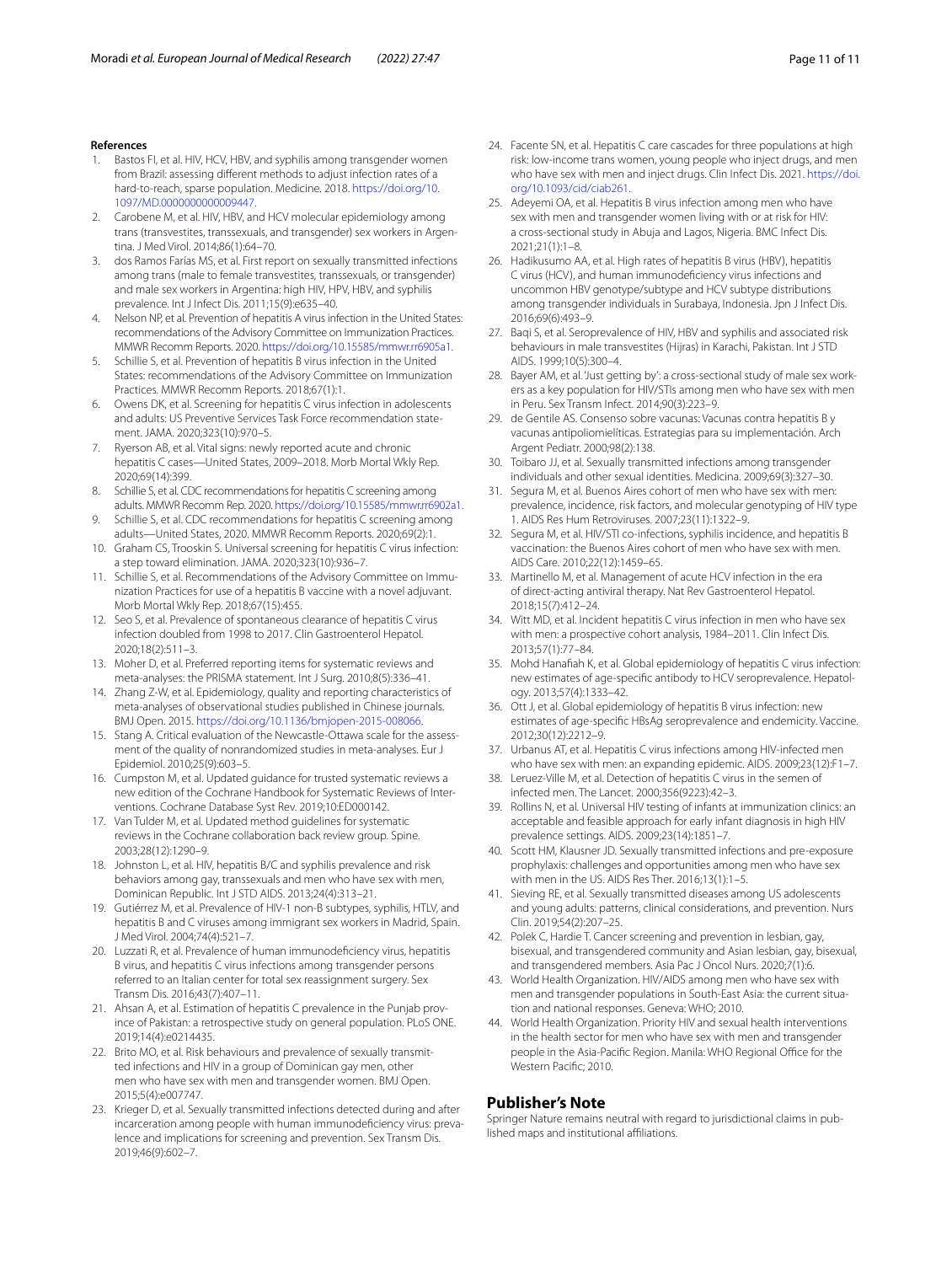## References

1. Bastos FI, et al. HIV, HCV, HBV, and syphilis among transgender women from Brazil: assessing different methods to adjust infection rates of a hard-to-reach, sparse population. Medicine. 2018. https://doi.org/10.1097/MD.0000000000009447.
2. Carobene M, et al. HIV, HBV, and HCV molecular epidemiology among trans (transvestites, transsexuals, and transgender) sex workers in Argentina. J Med Virol. 2014;86(1):64–70.
3. dos Ramos Farías MS, et al. First report on sexually transmitted infections among trans (male to female transvestites, transsexuals, or transgender) and male sex workers in Argentina: high HIV, HPV, HBV, and syphilis prevalence. Int J Infect Dis. 2011;15(9):e635–40.
4. Nelson NP, et al. Prevention of hepatitis A virus infection in the United States: recommendations of the Advisory Committee on Immunization Practices. MMWR Recomm Reports. 2020. https://doi.org/10.15585/mmwr.rr6905a1.
5. Schillie S, et al. Prevention of hepatitis B virus infection in the United States: recommendations of the Advisory Committee on Immunization Practices. MMWR Recomm Reports. 2018;67(1):1.
6. Owens DK, et al. Screening for hepatitis C virus infection in adolescents and adults: US Preventive Services Task Force recommendation statement. JAMA. 2020;323(10):970–5.
7. Ryerson AB, et al. Vital signs: newly reported acute and chronic hepatitis C cases—United States, 2009–2018. Morb Mortal Wkly Rep. 2020;69(14):399.
8. Schillie S, et al. CDC recommendations for hepatitis C screening among adults. MMWR Recomm Rep. 2020. https://doi.org/10.15585/mmwr.rr6902a1.
9. Schillie S, et al. CDC recommendations for hepatitis C screening among adults—United States, 2020. MMWR Recomm Reports. 2020;69(2):1.
10. Graham CS, Trooskin S. Universal screening for hepatitis C virus infection: a step toward elimination. JAMA. 2020;323(10):936–7.
11. Schillie S, et al. Recommendations of the Advisory Committee on Immunization Practices for use of a hepatitis B vaccine with a novel adjuvant. Morb Mortal Wkly Rep. 2018;67(15):455.
12. Seo S, et al. Prevalence of spontaneous clearance of hepatitis C virus infection doubled from 1998 to 2017. Clin Gastroenterol Hepatol. 2020;18(2):511–3.
13. Moher D, et al. Preferred reporting items for systematic reviews and meta-analyses: the PRISMA statement. Int J Surg. 2010;8(5):336–41.
14. Zhang Z-W, et al. Epidemiology, quality and reporting characteristics of meta-analyses of observational studies published in Chinese journals. BMJ Open. 2015. https://doi.org/10.1136/bmjopen-2015-008066.
15. Stang A. Critical evaluation of the Newcastle-Ottawa scale for the assessment of the quality of nonrandomized studies in meta-analyses. Eur J Epidemiol. 2010;25(9):603–5.
16. Cumpston M, et al. Updated guidance for trusted systematic reviews: a new edition of the Cochrane Handbook for Systematic Reviews of Interventions. Cochrane Database Syst Rev. 2019;10:ED000142.
17. Van Tulder M, et al. Updated method guidelines for systematic reviews in the Cochrane collaboration back review group. Spine. 2003;28(12):1290–9.
18. Johnston L, et al. HIV, hepatitis B/C and syphilis prevalence and risk behaviors among gay, transsexuals and men who have sex with men, Dominican Republic. Int J STD AIDS. 2013;24(4):313–21.
19. Gutiérrez M, et al. Prevalence of HIV-1 non-B subtypes, syphilis, HTLV, and hepatitis B and C viruses among immigrant sex workers in Madrid, Spain. J Med Virol. 2004;74(4):521–7.
20. Luzzati R, et al. Prevalence of human immunodeficiency virus, hepatitis B virus, and hepatitis C virus infections among transgender persons referred to an Italian center for total sex reassignment surgery. Sex Transm Dis. 2016;43(7):407–11.
21. Ahsan A, et al. Estimation of hepatitis C prevalence in the Punjab province of Pakistan: a retrospective study on general population. PLoS ONE. 2019;14(4):e0214435.
22. Brito MO, et al. Risk behaviours and prevalence of sexually transmitted infections and HIV in a group of Dominican gay men, other men who have sex with men and transgender women. BMJ Open. 2015;5(4):e007747.
23. Krieger D, et al. Sexually transmitted infections detected during and after incarceration among people with human immunodeficiency virus: prevalence and implications for screening and prevention. Sex Transm Dis. 2019;46(9):602–7.
24. Facente SN, et al. Hepatitis C care cascades for three populations at high risk: low-income trans women, young people who inject drugs, and men who have sex with men and inject drugs. Clin Infect Dis. 2021. https://doi.org/10.1093/cid/ciab261.
25. Adeyemi OA, et al. Hepatitis B virus infection among men who have sex with men and transgender women living with or at risk for HIV: a cross-sectional study in Abuja and Lagos, Nigeria. BMC Infect Dis. 2021;21(1):1–8.
26. Hadikusumo AA, et al. High rates of hepatitis B virus (HBV), hepatitis C virus (HCV), and human immunodeficiency virus infections and uncommon HBV genotype/subtype and HCV subtype distributions among transgender individuals in Surabaya, Indonesia. Jpn J Infect Dis. 2016;69(6):493–9.
27. Baqi S, et al. Seroprevalence of HIV, HBV and syphilis and associated risk behaviours in male transvestites (Hijras) in Karachi, Pakistan. Int J STD AIDS. 1999;10(5):300–4.
28. Bayer AM, et al. 'Just getting by': a cross-sectional study of male sex workers as a key population for HIV/STIs among men who have sex with men in Peru. Sex Transm Infect. 2014;90(3):223–9.
29. de Gentile AS. Consenso sobre vacunas: Vacunas contra hepatitis B y vacunas antipoliomielíticas. Estrategias para su implementación. Arch Argent Pediatr. 2000;98(2):138.
30. Toibaro JJ, et al. Sexually transmitted infections among transgender individuals and other sexual identities. Medicina. 2009;69(3):327–30.
31. Segura M, et al. Buenos Aires cohort of men who have sex with men: prevalence, incidence, risk factors, and molecular genotyping of HIV type 1. AIDS Res Hum Retroviruses. 2007;23(11):1322–9.
32. Segura M, et al. HIV/STI co-infections, syphilis incidence, and hepatitis B vaccination: the Buenos Aires cohort of men who have sex with men. AIDS Care. 2010;22(12):1459–65.
33. Martinello M, et al. Management of acute HCV infection in the era of direct-acting antiviral therapy. Nat Rev Gastroenterol Hepatol. 2018;15(7):412–24.
34. Witt MD, et al. Incident hepatitis C virus infection in men who have sex with men: a prospective cohort analysis, 1984–2011. Clin Infect Dis. 2013;57(1):77–84.
35. Mohd Hanafiah K, et al. Global epidemiology of hepatitis C virus infection: new estimates of age-specific antibody to HCV seroprevalence. Hepatology. 2013;57(4):1333–42.
36. Ott J, et al. Global epidemiology of hepatitis B virus infection: new estimates of age-specific HBsAg seroprevalence and endemicity. Vaccine. 2012;30(12):2212–9.
37. Urbanus AT, et al. Hepatitis C virus infections among HIV-infected men who have sex with men: an expanding epidemic. AIDS. 2009;23(12):F1–7.
38. Leruez-Ville M, et al. Detection of hepatitis C virus in the semen of infected men. The Lancet. 2000;356(9223):42–3.
39. Rollins N, et al. Universal HIV testing of infants at immunization clinics: an acceptable and feasible approach for early infant diagnosis in high HIV prevalence settings. AIDS. 2009;23(14):1851–7.
40. Scott HM, Klausner JD. Sexually transmitted infections and pre-exposure prophylaxis: challenges and opportunities among men who have sex with men in the US. AIDS Res Ther. 2016;13(1):1–5.
41. Sieving RE, et al. Sexually transmitted diseases among US adolescents and young adults: patterns, clinical considerations, and prevention. Nurs Clin. 2019;54(2):207–25.
42. Polek C, Hardie T. Cancer screening and prevention in lesbian, gay, bisexual, and transgendered community and Asian lesbian, gay, bisexual, and transgendered members. Asia Pac J Oncol Nurs. 2020;7(1):6.
43. World Health Organization. HIV/AIDS among men who have sex with men and transgender populations in South-East Asia: the current situation and national responses. Geneva: WHO; 2010.
44. World Health Organization. Priority HIV and sexual health interventions in the health sector for men who have sex with men and transgender people in the Asia-Pacific Region. Manila: WHO Regional Office for the Western Pacific; 2010.

## Publisher's Note

Springer Nature remains neutral with regard to jurisdictional claims in published maps and institutional affiliations.